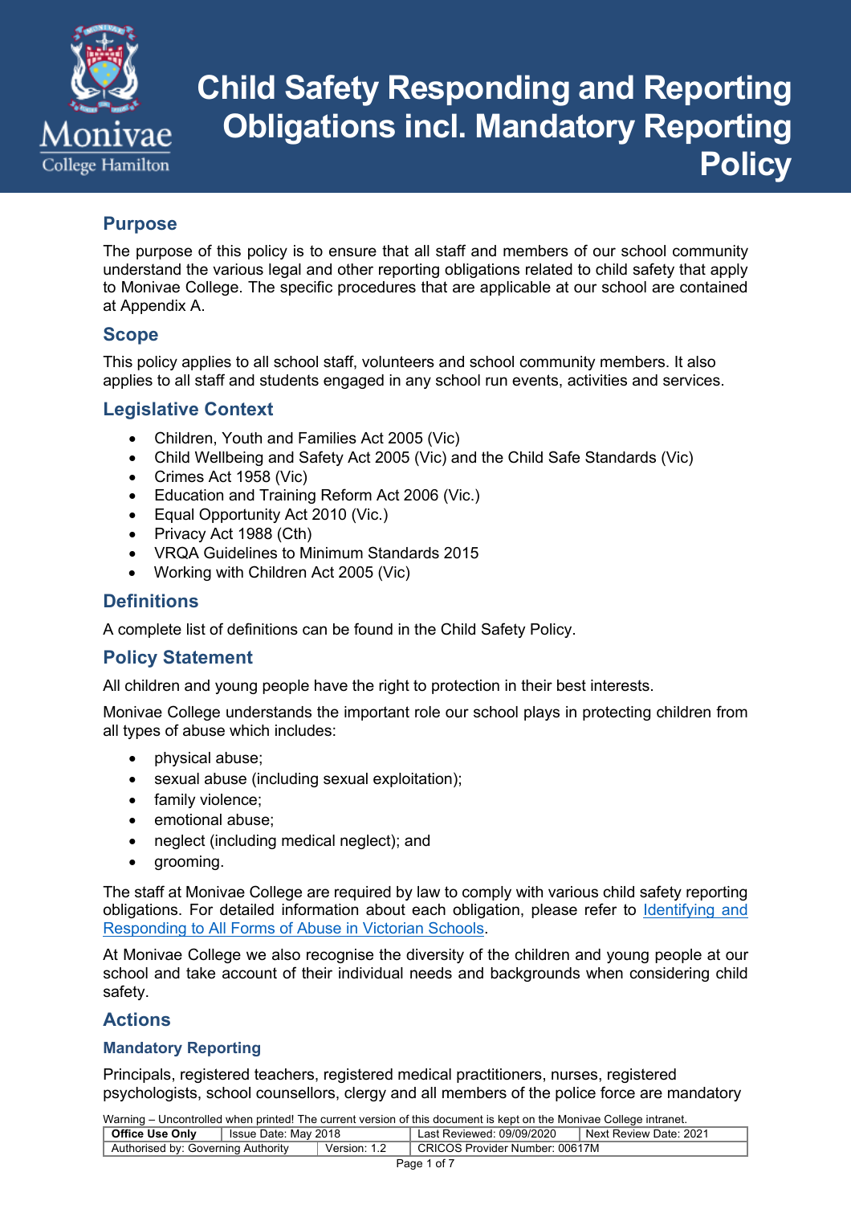# Child Safety Responding and Reporting Obligations incl. Mandatory Reporting Policy

## Purpose

The purpose of this policy is to ensure that all staff and members of our school community understand the various legal and other reporting obligations related to child safety that apply to Monivae College. The specific procedures that are applicable at our school are contained at Appendix A.

## Scope

This policy applies to all school staff, volunteers and school community members. It also applies to all staff and students engaged in any school run events, activities and services.

## Legislative Context

- Children, Youth and Families Act 2005 (Vic)
- Child Wellbeing and Safety Act 2005 (Vic) and the Child Safe Standards (Vic)
- Crimes Act 1958 (Vic)
- Education and Training Reform Act 2006 (Vic.)
- Equal Opportunity Act 2010 (Vic.)
- Privacy Act 1988 (Cth)
- VRQA Guidelines to Minimum Standards 2015
- Working with Children Act 2005 (Vic)

## Definitions

A complete list of definitions can be found in the Child Safety Policy.

## Policy Statement

All children and young people have the right to protection in their best interests.

Monivae College understands the important role our school plays in protecting children from all types of abuse which includes:

- physical abuse;
- sexual abuse (including sexual exploitation);
- family violence;
- emotional abuse;
- neglect (including medical neglect); and
- grooming.

The staff at Monivae College are required by law to comply with various child safety reporting obligations. For detailed information about each obligation, please refer to Identifying and Responding to All Forms of Abuse in Victorian Schools.

At Monivae College we also recognise the diversity of the children and young people at our school and take account of their individual needs and backgrounds when considering child safety.

## Actions

### Mandatory Reporting

Principals, registered teachers, registered medical practitioners, nurses, registered psychologists, school counsellors, clergy and all members of the police force are mandatory

Warning – Uncontrolled when printed! The current version of this document is kept on the Monivae College intranet.

| Office Use Only | Issue Date: May 2018 | Last Reviewed: 09/09/2020 | Next Review Date: 2021 |
|---|---|---|---|
| Authorised by: Governing Authority | Version: 1.2 | CRICOS Provider Number: 00617M | |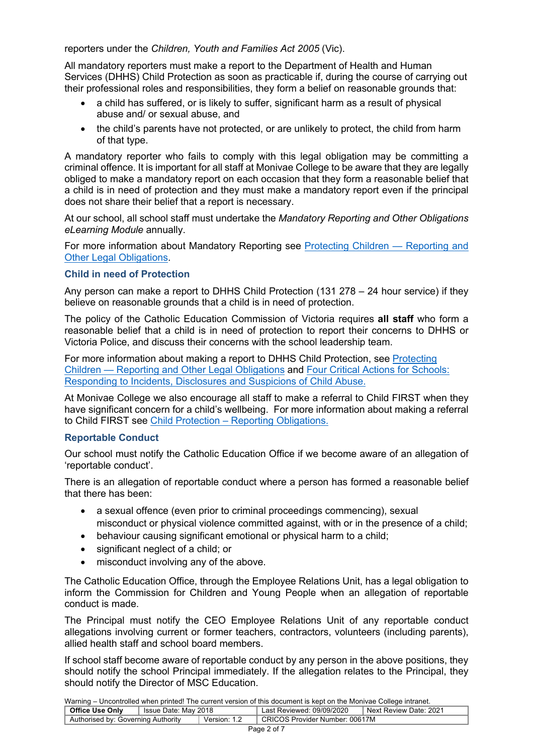reporters under the *Children, Youth and Families Act 2005* (Vic).

All mandatory reporters must make a report to the Department of Health and Human Services (DHHS) Child Protection as soon as practicable if, during the course of carrying out their professional roles and responsibilities, they form a belief on reasonable grounds that:

- a child has suffered, or is likely to suffer, significant harm as a result of physical abuse and/ or sexual abuse, and
- the child's parents have not protected, or are unlikely to protect, the child from harm of that type.

A mandatory reporter who fails to comply with this legal obligation may be committing a criminal offence. It is important for all staff at Monivae College to be aware that they are legally obliged to make a mandatory report on each occasion that they form a reasonable belief that a child is in need of protection and they must make a mandatory report even if the principal does not share their belief that a report is necessary.

At our school, all school staff must undertake the *Mandatory Reporting and Other Obligations eLearning Module* annually.

For more information about Mandatory Reporting see Protecting Children — Reporting and Other Legal Obligations.

### Child in need of Protection

Any person can make a report to DHHS Child Protection (131 278 – 24 hour service) if they believe on reasonable grounds that a child is in need of protection.

The policy of the Catholic Education Commission of Victoria requires **all staff** who form a reasonable belief that a child is in need of protection to report their concerns to DHHS or Victoria Police, and discuss their concerns with the school leadership team.

For more information about making a report to DHHS Child Protection, see Protecting Children — Reporting and Other Legal Obligations and Four Critical Actions for Schools: Responding to Incidents, Disclosures and Suspicions of Child Abuse.

At Monivae College we also encourage all staff to make a referral to Child FIRST when they have significant concern for a child's wellbeing. For more information about making a referral to Child FIRST see Child Protection – Reporting Obligations.

### Reportable Conduct

Our school must notify the Catholic Education Office if we become aware of an allegation of 'reportable conduct'.

There is an allegation of reportable conduct where a person has formed a reasonable belief that there has been:

- a sexual offence (even prior to criminal proceedings commencing), sexual misconduct or physical violence committed against, with or in the presence of a child;
- behaviour causing significant emotional or physical harm to a child;
- significant neglect of a child; or
- misconduct involving any of the above.

The Catholic Education Office, through the Employee Relations Unit, has a legal obligation to inform the Commission for Children and Young People when an allegation of reportable conduct is made.

The Principal must notify the CEO Employee Relations Unit of any reportable conduct allegations involving current or former teachers, contractors, volunteers (including parents), allied health staff and school board members.

If school staff become aware of reportable conduct by any person in the above positions, they should notify the school Principal immediately. If the allegation relates to the Principal, they should notify the Director of MSC Education.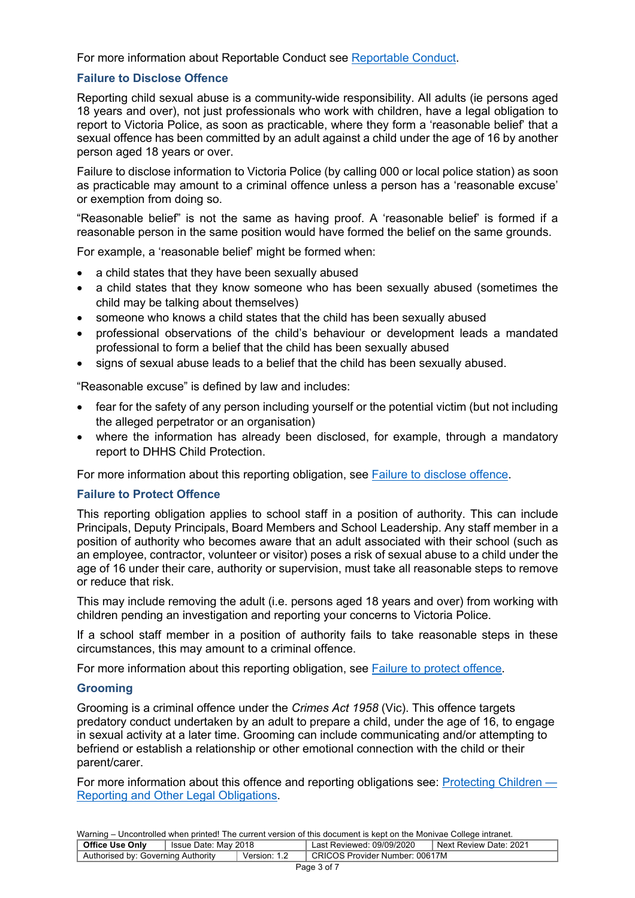For more information about Reportable Conduct see [Reportable Conduct](#).

### Failure to Disclose Offence

Reporting child sexual abuse is a community-wide responsibility. All adults (ie persons aged 18 years and over), not just professionals who work with children, have a legal obligation to report to Victoria Police, as soon as practicable, where they form a 'reasonable belief' that a sexual offence has been committed by an adult against a child under the age of 16 by another person aged 18 years or over.

Failure to disclose information to Victoria Police (by calling 000 or local police station) as soon as practicable may amount to a criminal offence unless a person has a 'reasonable excuse' or exemption from doing so.

"Reasonable belief" is not the same as having proof. A 'reasonable belief' is formed if a reasonable person in the same position would have formed the belief on the same grounds.

For example, a 'reasonable belief' might be formed when:

- a child states that they have been sexually abused
- a child states that they know someone who has been sexually abused (sometimes the child may be talking about themselves)
- someone who knows a child states that the child has been sexually abused
- professional observations of the child's behaviour or development leads a mandated professional to form a belief that the child has been sexually abused
- signs of sexual abuse leads to a belief that the child has been sexually abused.

"Reasonable excuse" is defined by law and includes:

- fear for the safety of any person including yourself or the potential victim (but not including the alleged perpetrator or an organisation)
- where the information has already been disclosed, for example, through a mandatory report to DHHS Child Protection.

For more information about this reporting obligation, see [Failure to disclose offence](#).

### Failure to Protect Offence

This reporting obligation applies to school staff in a position of authority. This can include Principals, Deputy Principals, Board Members and School Leadership. Any staff member in a position of authority who becomes aware that an adult associated with their school (such as an employee, contractor, volunteer or visitor) poses a risk of sexual abuse to a child under the age of 16 under their care, authority or supervision, must take all reasonable steps to remove or reduce that risk.

This may include removing the adult (i.e. persons aged 18 years and over) from working with children pending an investigation and reporting your concerns to Victoria Police.

If a school staff member in a position of authority fails to take reasonable steps in these circumstances, this may amount to a criminal offence.

For more information about this reporting obligation, see [Failure to protect offence](#).

### Grooming

Grooming is a criminal offence under the *Crimes Act 1958* (Vic). This offence targets predatory conduct undertaken by an adult to prepare a child, under the age of 16, to engage in sexual activity at a later time. Grooming can include communicating and/or attempting to befriend or establish a relationship or other emotional connection with the child or their parent/carer.

For more information about this offence and reporting obligations see: [Protecting Children — Reporting and Other Legal Obligations](#).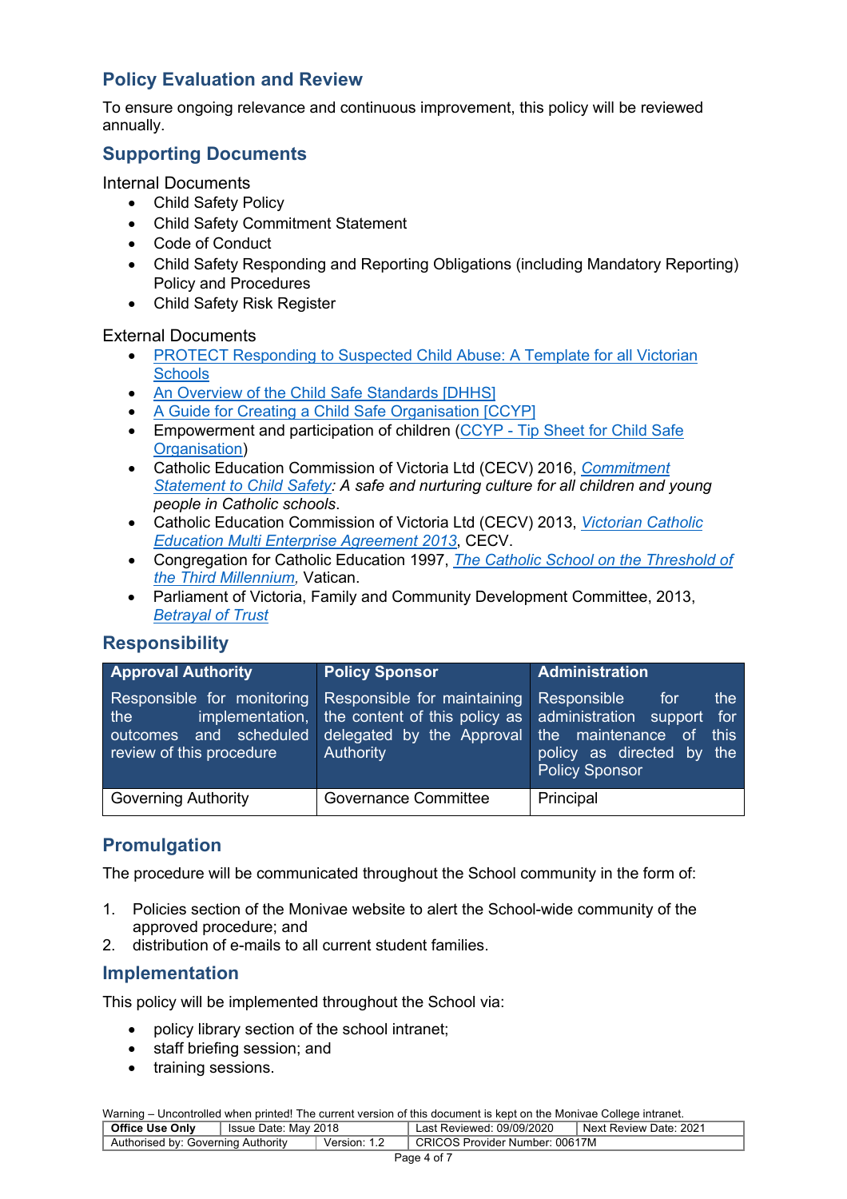## Policy Evaluation and Review

To ensure ongoing relevance and continuous improvement, this policy will be reviewed annually.

## Supporting Documents

Internal Documents

- Child Safety Policy
- Child Safety Commitment Statement
- Code of Conduct
- Child Safety Responding and Reporting Obligations (including Mandatory Reporting) Policy and Procedures
- Child Safety Risk Register

External Documents

- PROTECT Responding to Suspected Child Abuse: A Template for all Victorian Schools
- An Overview of the Child Safe Standards [DHHS]
- A Guide for Creating a Child Safe Organisation [CCYP]
- Empowerment and participation of children (CCYP - Tip Sheet for Child Safe Organisation)
- Catholic Education Commission of Victoria Ltd (CECV) 2016, *Commitment Statement to Child Safety: A safe and nurturing culture for all children and young people in Catholic schools*.
- Catholic Education Commission of Victoria Ltd (CECV) 2013, *Victorian Catholic Education Multi Enterprise Agreement 2013*, CECV.
- Congregation for Catholic Education 1997, *The Catholic School on the Threshold of the Third Millennium,* Vatican.
- Parliament of Victoria, Family and Community Development Committee, 2013, *Betrayal of Trust*

## Responsibility

| Approval Authority | Policy Sponsor | Administration |
|---|---|---|
| Responsible for monitoring the implementation, outcomes and scheduled review of this procedure | Responsible for maintaining the content of this policy as delegated by the Approval Authority | Responsible for the administration support for the maintenance of this policy as directed by the Policy Sponsor |
| Governing Authority | Governance Committee | Principal |

## Promulgation

The procedure will be communicated throughout the School community in the form of:

1. Policies section of the Monivae website to alert the School-wide community of the approved procedure; and
2. distribution of e-mails to all current student families.

## Implementation

This policy will be implemented throughout the School via:

- policy library section of the school intranet;
- staff briefing session; and
- training sessions.

Warning – Uncontrolled when printed! The current version of this document is kept on the Monivae College intranet.

| **Office Use Only** | Issue Date: May 2018 | Last Reviewed: 09/09/2020 | Next Review Date: 2021 |
|---|---|---|---|
| Authorised by: Governing Authority | Version: 1.2 | CRICOS Provider Number: 00617M | |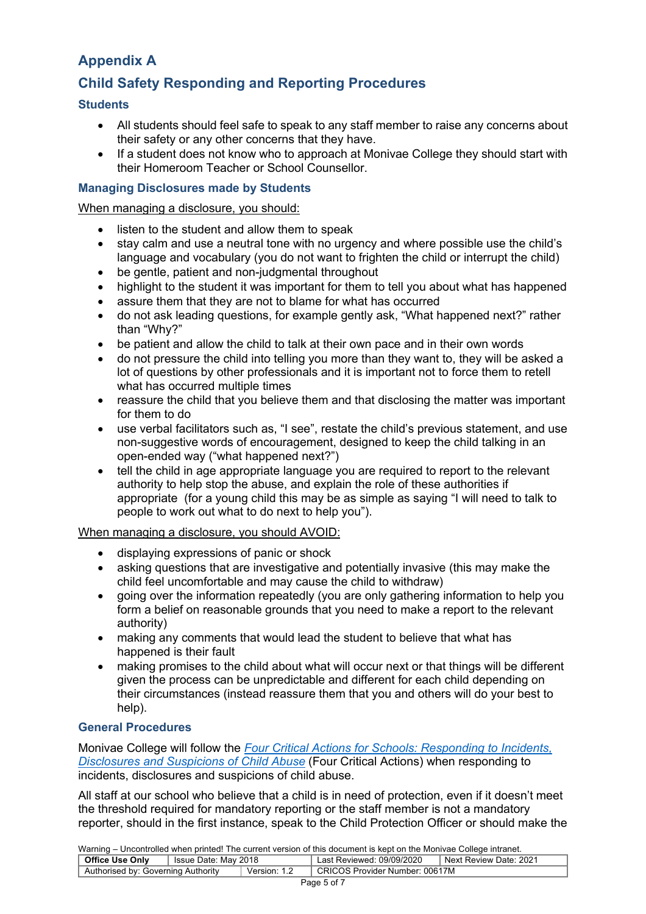## Appendix A

## Child Safety Responding and Reporting Procedures

### Students

- All students should feel safe to speak to any staff member to raise any concerns about their safety or any other concerns that they have.
- If a student does not know who to approach at Monivae College they should start with their Homeroom Teacher or School Counsellor.

### Managing Disclosures made by Students

When managing a disclosure, you should:

- listen to the student and allow them to speak
- stay calm and use a neutral tone with no urgency and where possible use the child's language and vocabulary (you do not want to frighten the child or interrupt the child)
- be gentle, patient and non-judgmental throughout
- highlight to the student it was important for them to tell you about what has happened
- assure them that they are not to blame for what has occurred
- do not ask leading questions, for example gently ask, "What happened next?" rather than "Why?"
- be patient and allow the child to talk at their own pace and in their own words
- do not pressure the child into telling you more than they want to, they will be asked a lot of questions by other professionals and it is important not to force them to retell what has occurred multiple times
- reassure the child that you believe them and that disclosing the matter was important for them to do
- use verbal facilitators such as, "I see", restate the child's previous statement, and use non-suggestive words of encouragement, designed to keep the child talking in an open-ended way ("what happened next?")
- tell the child in age appropriate language you are required to report to the relevant authority to help stop the abuse, and explain the role of these authorities if appropriate (for a young child this may be as simple as saying "I will need to talk to people to work out what to do next to help you").

When managing a disclosure, you should AVOID:

- displaying expressions of panic or shock
- asking questions that are investigative and potentially invasive (this may make the child feel uncomfortable and may cause the child to withdraw)
- going over the information repeatedly (you are only gathering information to help you form a belief on reasonable grounds that you need to make a report to the relevant authority)
- making any comments that would lead the student to believe that what has happened is their fault
- making promises to the child about what will occur next or that things will be different given the process can be unpredictable and different for each child depending on their circumstances (instead reassure them that you and others will do your best to help).

### General Procedures

Monivae College will follow the *Four Critical Actions for Schools: Responding to Incidents, Disclosures and Suspicions of Child Abuse* (Four Critical Actions) when responding to incidents, disclosures and suspicions of child abuse.

All staff at our school who believe that a child is in need of protection, even if it doesn't meet the threshold required for mandatory reporting or the staff member is not a mandatory reporter, should in the first instance, speak to the Child Protection Officer or should make the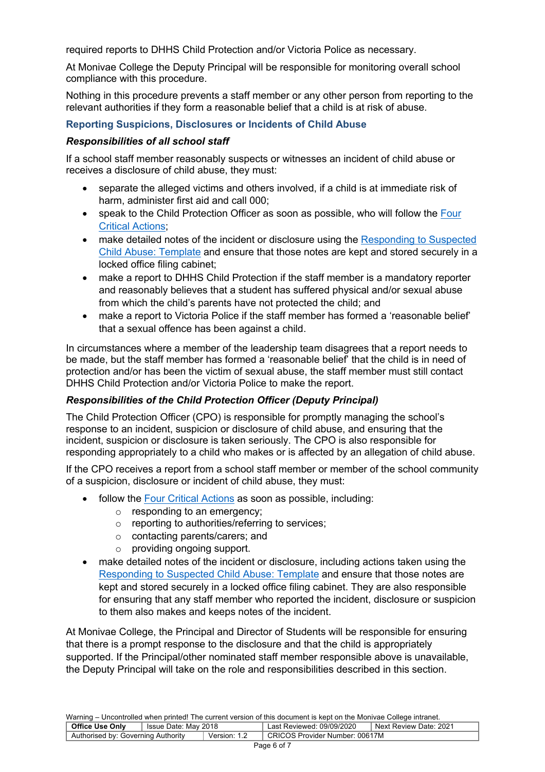required reports to DHHS Child Protection and/or Victoria Police as necessary.

At Monivae College the Deputy Principal will be responsible for monitoring overall school compliance with this procedure.

Nothing in this procedure prevents a staff member or any other person from reporting to the relevant authorities if they form a reasonable belief that a child is at risk of abuse.

### Reporting Suspicions, Disclosures or Incidents of Child Abuse

#### *Responsibilities of all school staff*

If a school staff member reasonably suspects or witnesses an incident of child abuse or receives a disclosure of child abuse, they must:

- separate the alleged victims and others involved, if a child is at immediate risk of harm, administer first aid and call 000;
- speak to the Child Protection Officer as soon as possible, who will follow the Four Critical Actions;
- make detailed notes of the incident or disclosure using the Responding to Suspected Child Abuse: Template and ensure that those notes are kept and stored securely in a locked office filing cabinet;
- make a report to DHHS Child Protection if the staff member is a mandatory reporter and reasonably believes that a student has suffered physical and/or sexual abuse from which the child's parents have not protected the child; and
- make a report to Victoria Police if the staff member has formed a 'reasonable belief' that a sexual offence has been against a child.

In circumstances where a member of the leadership team disagrees that a report needs to be made, but the staff member has formed a 'reasonable belief' that the child is in need of protection and/or has been the victim of sexual abuse, the staff member must still contact DHHS Child Protection and/or Victoria Police to make the report.

#### *Responsibilities of the Child Protection Officer (Deputy Principal)*

The Child Protection Officer (CPO) is responsible for promptly managing the school's response to an incident, suspicion or disclosure of child abuse, and ensuring that the incident, suspicion or disclosure is taken seriously. The CPO is also responsible for responding appropriately to a child who makes or is affected by an allegation of child abuse.

If the CPO receives a report from a school staff member or member of the school community of a suspicion, disclosure or incident of child abuse, they must:

- follow the Four Critical Actions as soon as possible, including:
  - responding to an emergency;
  - reporting to authorities/referring to services;
  - contacting parents/carers; and
  - providing ongoing support.
- make detailed notes of the incident or disclosure, including actions taken using the Responding to Suspected Child Abuse: Template and ensure that those notes are kept and stored securely in a locked office filing cabinet. They are also responsible for ensuring that any staff member who reported the incident, disclosure or suspicion to them also makes and keeps notes of the incident.

At Monivae College, the Principal and Director of Students will be responsible for ensuring that there is a prompt response to the disclosure and that the child is appropriately supported. If the Principal/other nominated staff member responsible above is unavailable, the Deputy Principal will take on the role and responsibilities described in this section.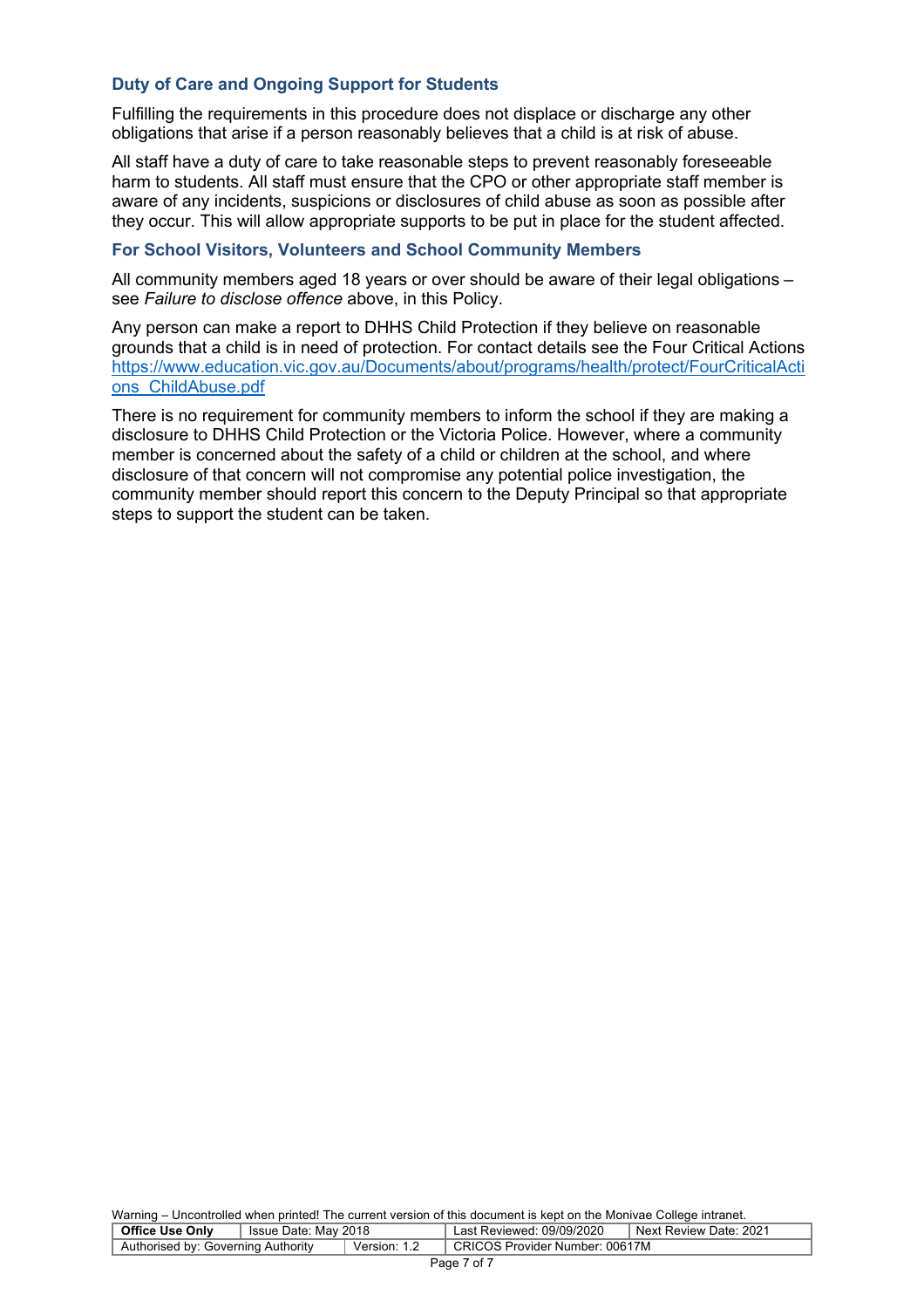### Duty of Care and Ongoing Support for Students

Fulfilling the requirements in this procedure does not displace or discharge any other obligations that arise if a person reasonably believes that a child is at risk of abuse.

All staff have a duty of care to take reasonable steps to prevent reasonably foreseeable harm to students. All staff must ensure that the CPO or other appropriate staff member is aware of any incidents, suspicions or disclosures of child abuse as soon as possible after they occur. This will allow appropriate supports to be put in place for the student affected.

### For School Visitors, Volunteers and School Community Members

All community members aged 18 years or over should be aware of their legal obligations – see *Failure to disclose offence* above, in this Policy.

Any person can make a report to DHHS Child Protection if they believe on reasonable grounds that a child is in need of protection. For contact details see the Four Critical Actions [https://www.education.vic.gov.au/Documents/about/programs/health/protect/FourCriticalActions_ChildAbuse.pdf](https://www.education.vic.gov.au/Documents/about/programs/health/protect/FourCriticalActions_ChildAbuse.pdf)

There is no requirement for community members to inform the school if they are making a disclosure to DHHS Child Protection or the Victoria Police. However, where a community member is concerned about the safety of a child or children at the school, and where disclosure of that concern will not compromise any potential police investigation, the community member should report this concern to the Deputy Principal so that appropriate steps to support the student can be taken.